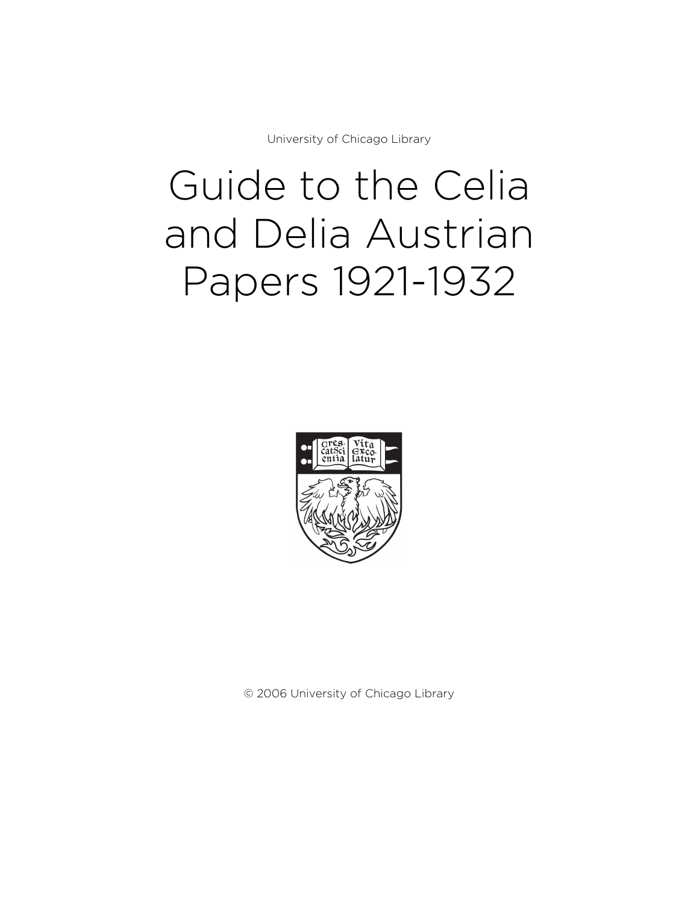University of Chicago Library

# Guide to the Celia and Delia Austrian Papers 1921-1932

© 2006 University of Chicago Library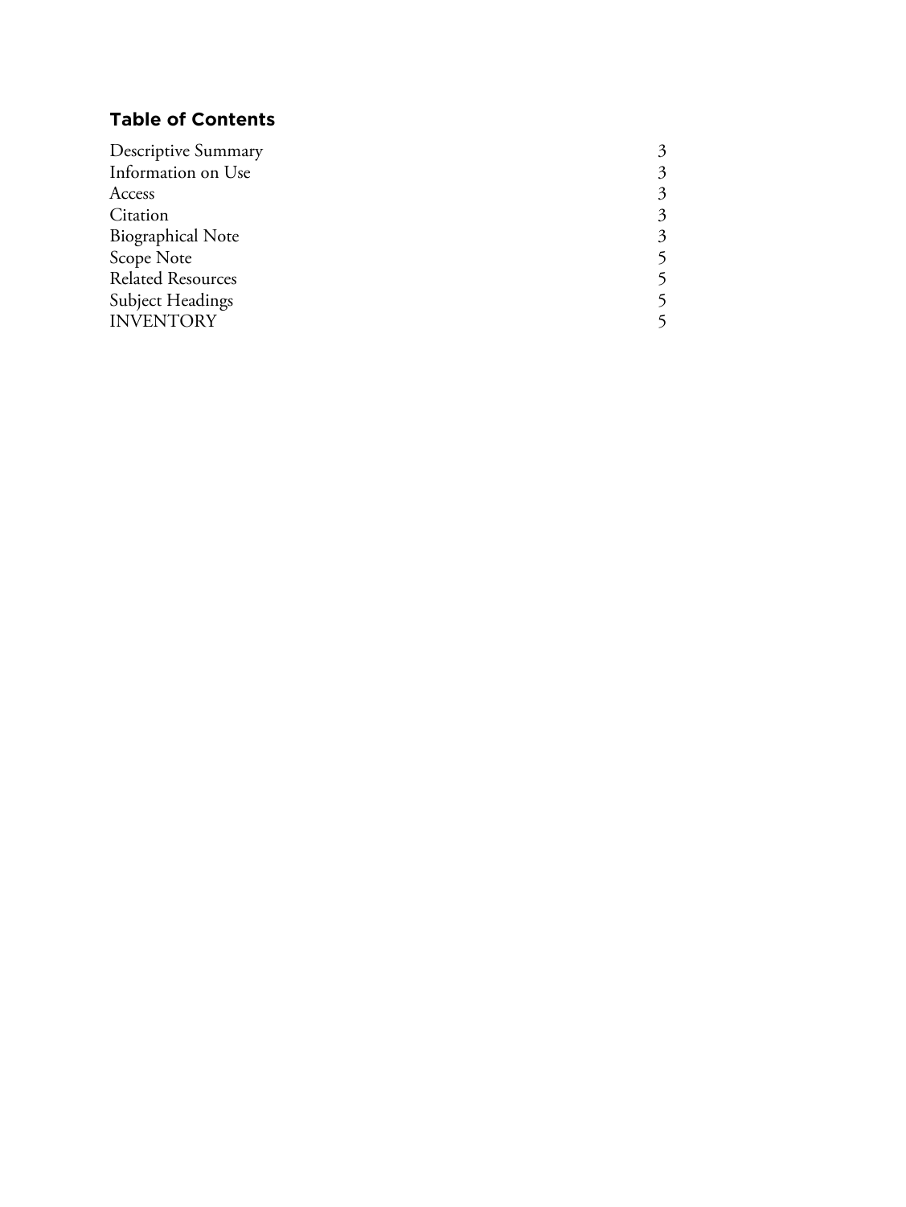## Table of Contents

| | |
|---|---|
| Descriptive Summary | 3 |
| Information on Use | 3 |
| Access | 3 |
| Citation | 3 |
| Biographical Note | 3 |
| Scope Note | 5 |
| Related Resources | 5 |
| Subject Headings | 5 |
| INVENTORY | 5 |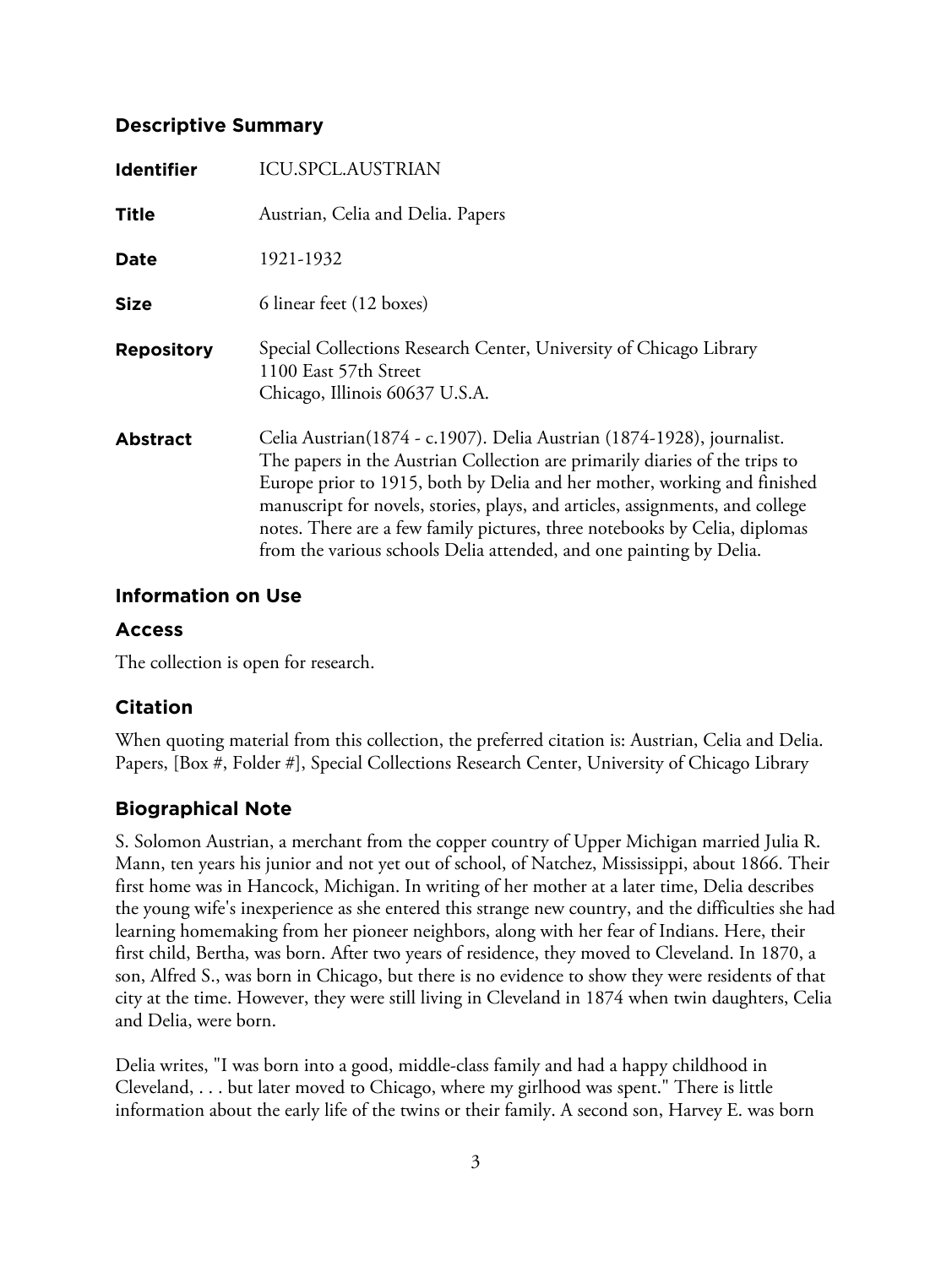## Descriptive Summary

| | |
|---|---|
| **Identifier** | ICU.SPCL.AUSTRIAN |
| **Title** | Austrian, Celia and Delia. Papers |
| **Date** | 1921-1932 |
| **Size** | 6 linear feet (12 boxes) |
| **Repository** | Special Collections Research Center, University of Chicago Library<br>1100 East 57th Street<br>Chicago, Illinois 60637 U.S.A. |
| **Abstract** | Celia Austrian(1874 - c.1907). Delia Austrian (1874-1928), journalist. The papers in the Austrian Collection are primarily diaries of the trips to Europe prior to 1915, both by Delia and her mother, working and finished manuscript for novels, stories, plays, and articles, assignments, and college notes. There are a few family pictures, three notebooks by Celia, diplomas from the various schools Delia attended, and one painting by Delia. |

## Information on Use

### Access

The collection is open for research.

### Citation

When quoting material from this collection, the preferred citation is: Austrian, Celia and Delia. Papers, [Box #, Folder #], Special Collections Research Center, University of Chicago Library

## Biographical Note

S. Solomon Austrian, a merchant from the copper country of Upper Michigan married Julia R. Mann, ten years his junior and not yet out of school, of Natchez, Mississippi, about 1866. Their first home was in Hancock, Michigan. In writing of her mother at a later time, Delia describes the young wife's inexperience as she entered this strange new country, and the difficulties she had learning homemaking from her pioneer neighbors, along with her fear of Indians. Here, their first child, Bertha, was born. After two years of residence, they moved to Cleveland. In 1870, a son, Alfred S., was born in Chicago, but there is no evidence to show they were residents of that city at the time. However, they were still living in Cleveland in 1874 when twin daughters, Celia and Delia, were born.

Delia writes, "I was born into a good, middle-class family and had a happy childhood in Cleveland, . . . but later moved to Chicago, where my girlhood was spent." There is little information about the early life of the twins or their family. A second son, Harvey E. was born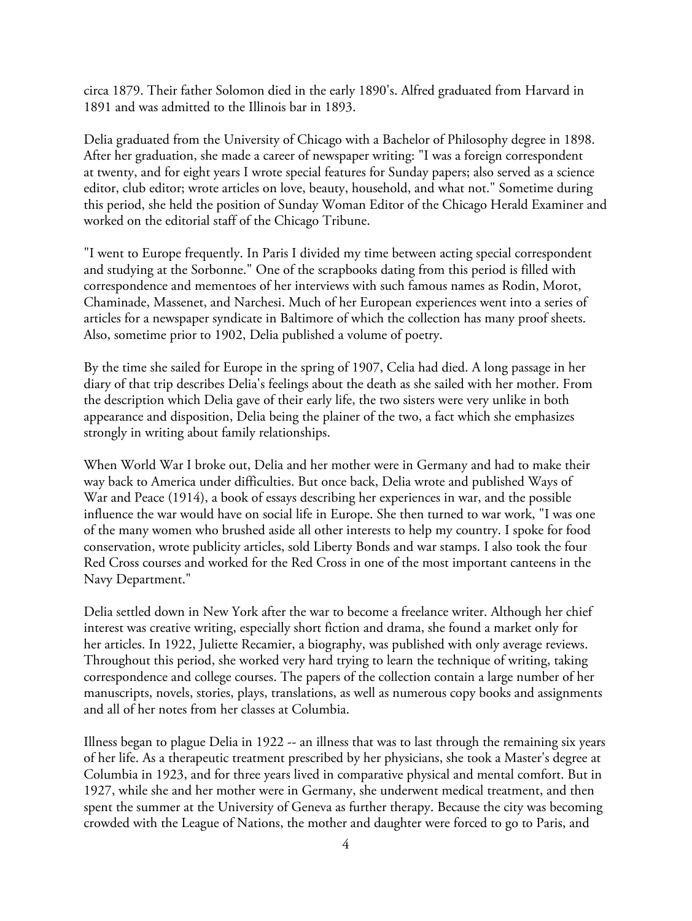circa 1879. Their father Solomon died in the early 1890's. Alfred graduated from Harvard in 1891 and was admitted to the Illinois bar in 1893.

Delia graduated from the University of Chicago with a Bachelor of Philosophy degree in 1898. After her graduation, she made a career of newspaper writing: "I was a foreign correspondent at twenty, and for eight years I wrote special features for Sunday papers; also served as a science editor, club editor; wrote articles on love, beauty, household, and what not." Sometime during this period, she held the position of Sunday Woman Editor of the Chicago Herald Examiner and worked on the editorial staff of the Chicago Tribune.

"I went to Europe frequently. In Paris I divided my time between acting special correspondent and studying at the Sorbonne." One of the scrapbooks dating from this period is filled with correspondence and mementoes of her interviews with such famous names as Rodin, Morot, Chaminade, Massenet, and Narchesi. Much of her European experiences went into a series of articles for a newspaper syndicate in Baltimore of which the collection has many proof sheets. Also, sometime prior to 1902, Delia published a volume of poetry.

By the time she sailed for Europe in the spring of 1907, Celia had died. A long passage in her diary of that trip describes Delia's feelings about the death as she sailed with her mother. From the description which Delia gave of their early life, the two sisters were very unlike in both appearance and disposition, Delia being the plainer of the two, a fact which she emphasizes strongly in writing about family relationships.

When World War I broke out, Delia and her mother were in Germany and had to make their way back to America under difficulties. But once back, Delia wrote and published Ways of War and Peace (1914), a book of essays describing her experiences in war, and the possible influence the war would have on social life in Europe. She then turned to war work, "I was one of the many women who brushed aside all other interests to help my country. I spoke for food conservation, wrote publicity articles, sold Liberty Bonds and war stamps. I also took the four Red Cross courses and worked for the Red Cross in one of the most important canteens in the Navy Department."

Delia settled down in New York after the war to become a freelance writer. Although her chief interest was creative writing, especially short fiction and drama, she found a market only for her articles. In 1922, Juliette Recamier, a biography, was published with only average reviews. Throughout this period, she worked very hard trying to learn the technique of writing, taking correspondence and college courses. The papers of the collection contain a large number of her manuscripts, novels, stories, plays, translations, as well as numerous copy books and assignments and all of her notes from her classes at Columbia.

Illness began to plague Delia in 1922 -- an illness that was to last through the remaining six years of her life. As a therapeutic treatment prescribed by her physicians, she took a Master's degree at Columbia in 1923, and for three years lived in comparative physical and mental comfort. But in 1927, while she and her mother were in Germany, she underwent medical treatment, and then spent the summer at the University of Geneva as further therapy. Because the city was becoming crowded with the League of Nations, the mother and daughter were forced to go to Paris, and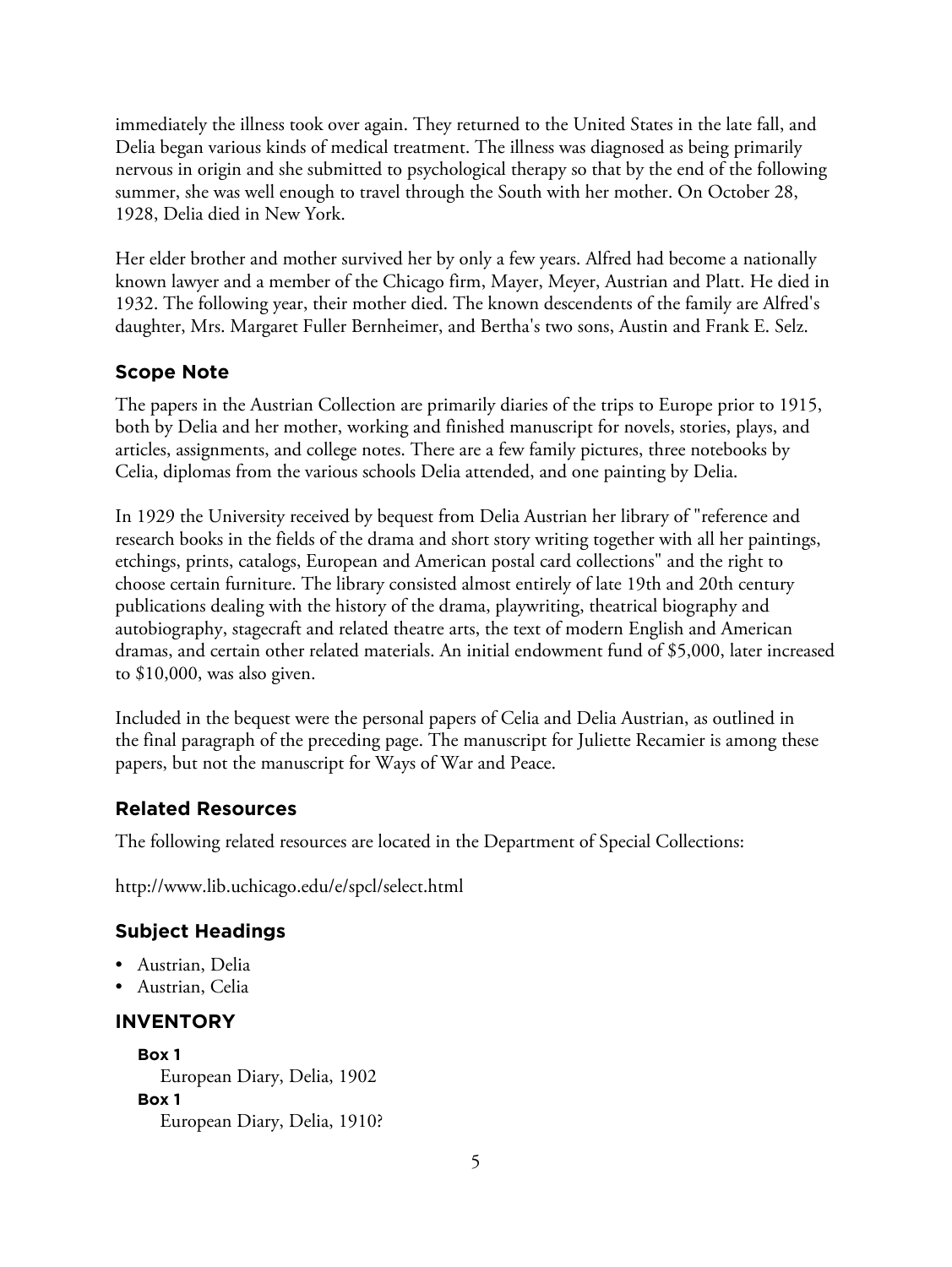immediately the illness took over again. They returned to the United States in the late fall, and Delia began various kinds of medical treatment. The illness was diagnosed as being primarily nervous in origin and she submitted to psychological therapy so that by the end of the following summer, she was well enough to travel through the South with her mother. On October 28, 1928, Delia died in New York.

Her elder brother and mother survived her by only a few years. Alfred had become a nationally known lawyer and a member of the Chicago firm, Mayer, Meyer, Austrian and Platt. He died in 1932. The following year, their mother died. The known descendents of the family are Alfred's daughter, Mrs. Margaret Fuller Bernheimer, and Bertha's two sons, Austin and Frank E. Selz.

## Scope Note

The papers in the Austrian Collection are primarily diaries of the trips to Europe prior to 1915, both by Delia and her mother, working and finished manuscript for novels, stories, plays, and articles, assignments, and college notes. There are a few family pictures, three notebooks by Celia, diplomas from the various schools Delia attended, and one painting by Delia.

In 1929 the University received by bequest from Delia Austrian her library of "reference and research books in the fields of the drama and short story writing together with all her paintings, etchings, prints, catalogs, European and American postal card collections" and the right to choose certain furniture. The library consisted almost entirely of late 19th and 20th century publications dealing with the history of the drama, playwriting, theatrical biography and autobiography, stagecraft and related theatre arts, the text of modern English and American dramas, and certain other related materials. An initial endowment fund of $5,000, later increased to $10,000, was also given.

Included in the bequest were the personal papers of Celia and Delia Austrian, as outlined in the final paragraph of the preceding page. The manuscript for Juliette Recamier is among these papers, but not the manuscript for Ways of War and Peace.

## Related Resources

The following related resources are located in the Department of Special Collections:

http://www.lib.uchicago.edu/e/spcl/select.html

## Subject Headings

- Austrian, Delia
- Austrian, Celia

## INVENTORY

**Box 1**
European Diary, Delia, 1902

**Box 1**
European Diary, Delia, 1910?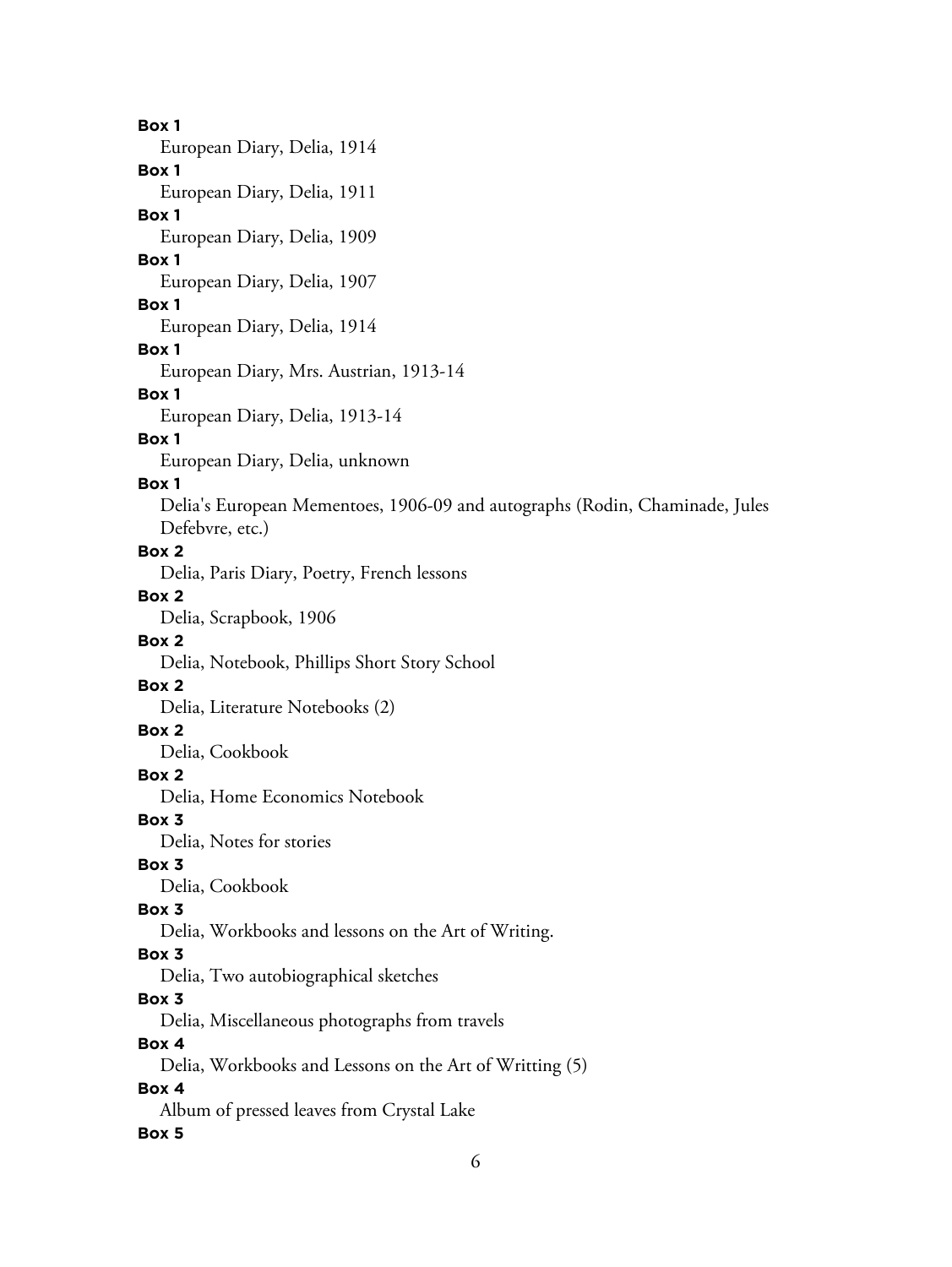**Box 1**

European Diary, Delia, 1914

**Box 1**

European Diary, Delia, 1911

**Box 1**

European Diary, Delia, 1909

**Box 1**

European Diary, Delia, 1907

**Box 1**

European Diary, Delia, 1914

**Box 1**

European Diary, Mrs. Austrian, 1913-14

**Box 1**

European Diary, Delia, 1913-14

**Box 1**

European Diary, Delia, unknown

**Box 1**

Delia's European Mementoes, 1906-09 and autographs (Rodin, Chaminade, Jules Defebvre, etc.)

**Box 2**

Delia, Paris Diary, Poetry, French lessons

**Box 2**

Delia, Scrapbook, 1906

**Box 2**

Delia, Notebook, Phillips Short Story School

**Box 2**

Delia, Literature Notebooks (2)

**Box 2**

Delia, Cookbook

**Box 2**

Delia, Home Economics Notebook

**Box 3**

Delia, Notes for stories

**Box 3**

Delia, Cookbook

**Box 3**

Delia, Workbooks and lessons on the Art of Writing.

**Box 3**

Delia, Two autobiographical sketches

**Box 3**

Delia, Miscellaneous photographs from travels

**Box 4**

Delia, Workbooks and Lessons on the Art of Writting (5)

**Box 4**

Album of pressed leaves from Crystal Lake

**Box 5**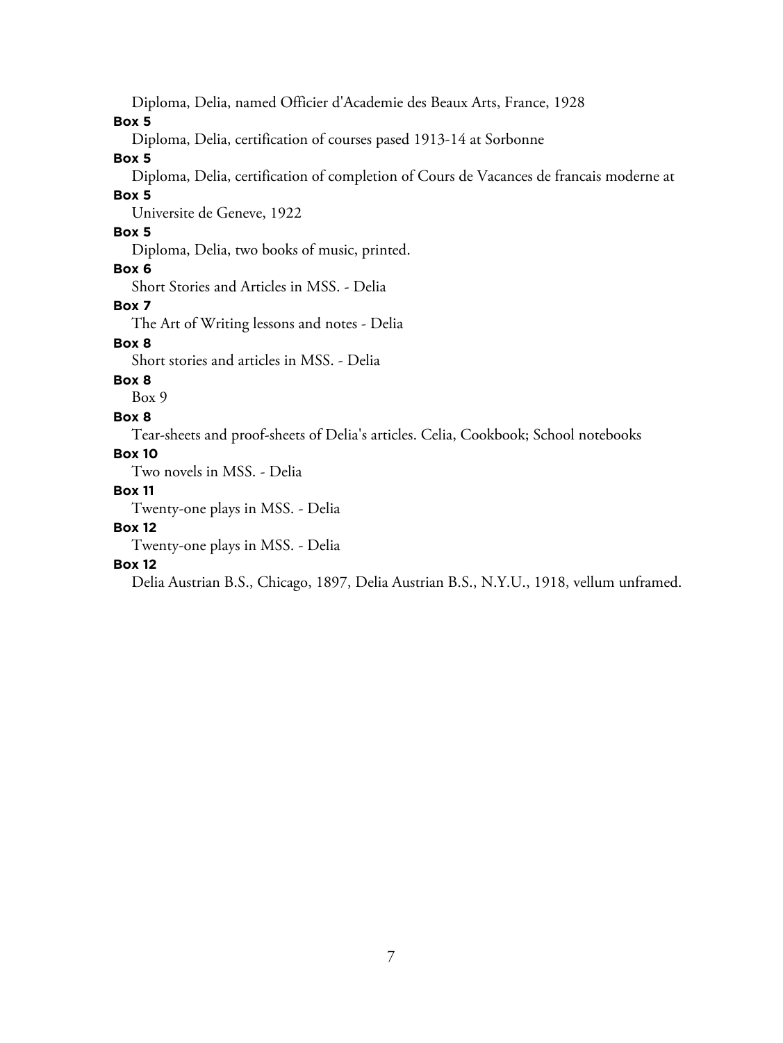Diploma, Delia, named Officier d'Academie des Beaux Arts, France, 1928

**Box 5**

Diploma, Delia, certification of courses pased 1913-14 at Sorbonne

**Box 5**

Diploma, Delia, certification of completion of Cours de Vacances de francais moderne at

**Box 5**

Universite de Geneve, 1922

**Box 5**

Diploma, Delia, two books of music, printed.

**Box 6**

Short Stories and Articles in MSS. - Delia

**Box 7**

The Art of Writing lessons and notes - Delia

**Box 8**

Short stories and articles in MSS. - Delia

**Box 8**

Box 9

**Box 8**

Tear-sheets and proof-sheets of Delia's articles. Celia, Cookbook; School notebooks

**Box 10**

Two novels in MSS. - Delia

**Box 11**

Twenty-one plays in MSS. - Delia

**Box 12**

Twenty-one plays in MSS. - Delia

**Box 12**

Delia Austrian B.S., Chicago, 1897, Delia Austrian B.S., N.Y.U., 1918, vellum unframed.